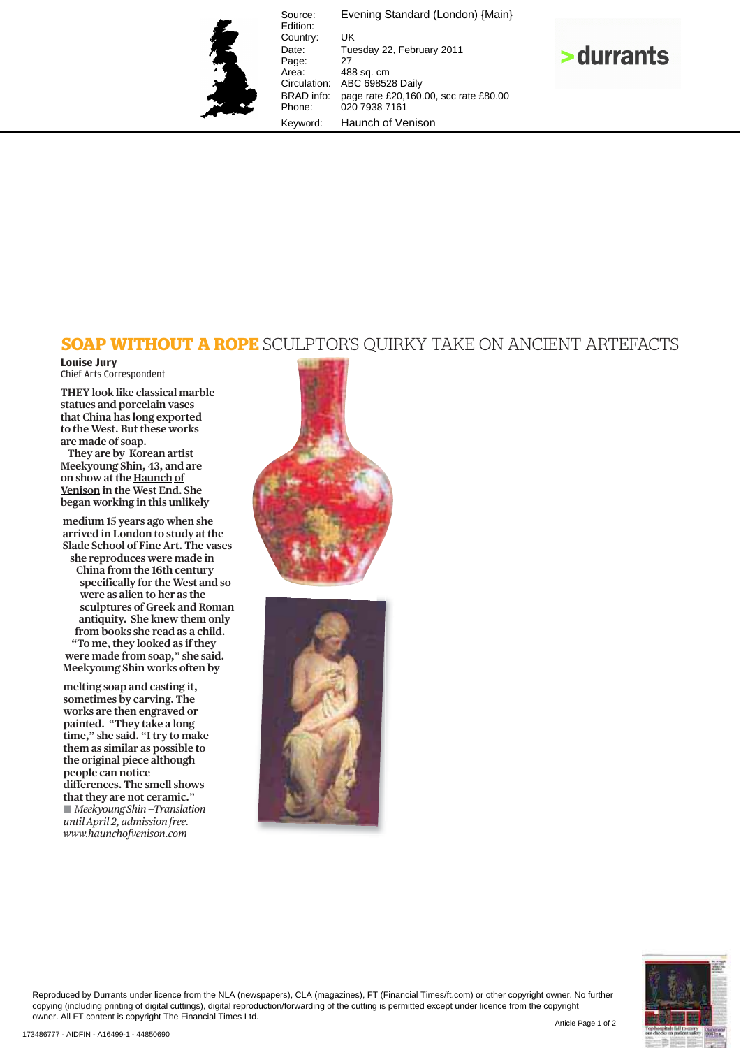Source: Evening Standard (London) {Main}
Edition:
Country: UK
Date: Tuesday 22, February 2011
Page: 27
Area: 488 sq. cm
Circulation: ABC 698528 Daily
BRAD info: page rate £20,160.00, scc rate £80.00
Phone: 020 7938 7161
Keyword: Haunch of Venison

# SOAP WITHOUT A ROPE SCULPTOR'S QUIRKY TAKE ON ANCIENT ARTEFACTS

**Louise Jury**
Chief Arts Correspondent

**THEY look like classical marble statues and porcelain vases that China has long exported to the West. But these works are made of soap.**

**They are by Korean artist Meekyoung Shin, 43, and are on show at the Haunch of Venison in the West End. She began working in this unlikely medium 15 years ago when she arrived in London to study at the Slade School of Fine Art. The vases she reproduces were made in China from the 16th century specifically for the West and so were as alien to her as the sculptures of Greek and Roman antiquity. She knew them only from books she read as a child.**

**"To me, they looked as if they were made from soap," she said. Meekyoung Shin works often by melting soap and casting it, sometimes by carving. The works are then engraved or painted. "They take a long time," she said. "I try to make them as similar as possible to the original piece although people can notice differences. The smell shows that they are not ceramic."**

■ *Meekyoung Shin – Translation until April 2, admission free. www.haunchofvenison.com*

Reproduced by Durrants under licence from the NLA (newspapers), CLA (magazines), FT (Financial Times/ft.com) or other copyright owner. No further copying (including printing of digital cuttings), digital reproduction/forwarding of the cutting is permitted except under licence from the copyright owner. All FT content is copyright The Financial Times Ltd.

173486777 - AIDFIN - A16499-1 - 44850690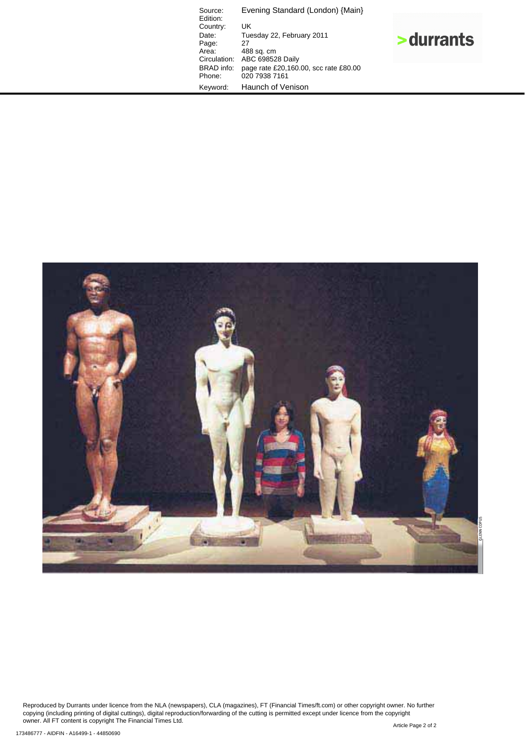| | |
|---|---|
| Source: | Evening Standard (London) {Main} |
| Edition: | |
| Country: | UK |
| Date: | Tuesday 22, February 2011 |
| Page: | 27 |
| Area: | 488 sq. cm |
| Circulation: | ABC 698528 Daily |
| BRAD info: | page rate £20,160.00, scc rate £80.00 |
| Phone: | 020 7938 7161 |
| Keyword: | Haunch of Venison |

>durrants

GLENN COPUS

Reproduced by Durrants under licence from the NLA (newspapers), CLA (magazines), FT (Financial Times/ft.com) or other copyright owner. No further copying (including printing of digital cuttings), digital reproduction/forwarding of the cutting is permitted except under licence from the copyright owner. All FT content is copyright The Financial Times Ltd.

173486777 - AIDFIN - A16499-1 - 44850690